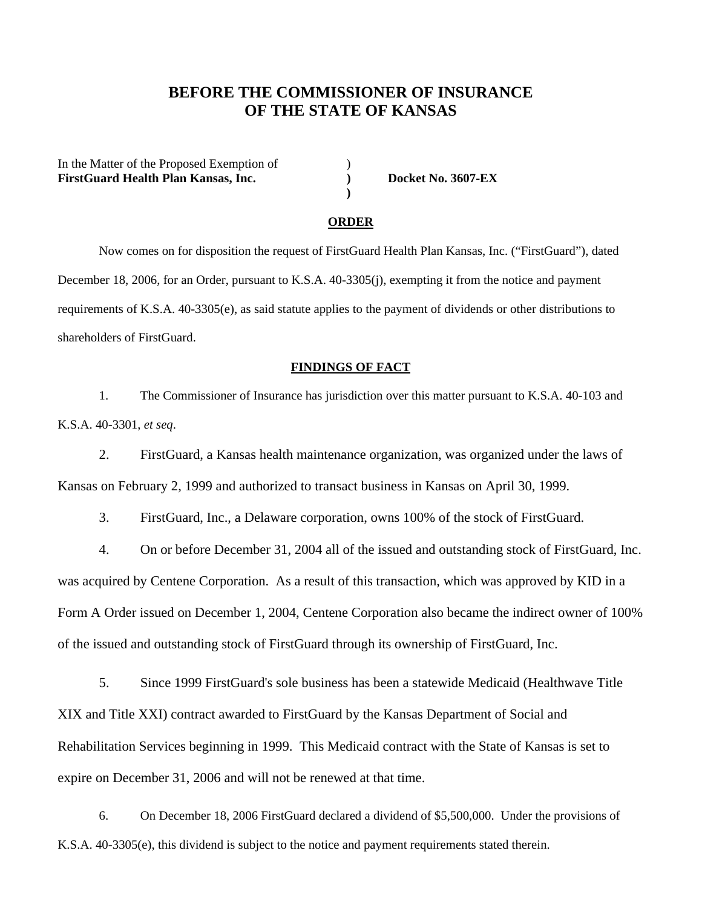# BEFORE THE COMMISSIONER OF INSURANCE OF THE STATE OF KANSAS

In the Matter of the Proposed Exemption of )
**FirstGuard Health Plan Kansas, Inc.** ) **Docket No. 3607-EX**
)

## ORDER

Now comes on for disposition the request of FirstGuard Health Plan Kansas, Inc. ("FirstGuard"), dated December 18, 2006, for an Order, pursuant to K.S.A. 40-3305(j), exempting it from the notice and payment requirements of K.S.A. 40-3305(e), as said statute applies to the payment of dividends or other distributions to shareholders of FirstGuard.

## FINDINGS OF FACT

1. The Commissioner of Insurance has jurisdiction over this matter pursuant to K.S.A. 40-103 and K.S.A. 40-3301, *et seq*.

2. FirstGuard, a Kansas health maintenance organization, was organized under the laws of Kansas on February 2, 1999 and authorized to transact business in Kansas on April 30, 1999.

3. FirstGuard, Inc., a Delaware corporation, owns 100% of the stock of FirstGuard.

4. On or before December 31, 2004 all of the issued and outstanding stock of FirstGuard, Inc. was acquired by Centene Corporation. As a result of this transaction, which was approved by KID in a Form A Order issued on December 1, 2004, Centene Corporation also became the indirect owner of 100% of the issued and outstanding stock of FirstGuard through its ownership of FirstGuard, Inc.

5. Since 1999 FirstGuard's sole business has been a statewide Medicaid (Healthwave Title XIX and Title XXI) contract awarded to FirstGuard by the Kansas Department of Social and Rehabilitation Services beginning in 1999. This Medicaid contract with the State of Kansas is set to expire on December 31, 2006 and will not be renewed at that time.

6. On December 18, 2006 FirstGuard declared a dividend of $5,500,000. Under the provisions of K.S.A. 40-3305(e), this dividend is subject to the notice and payment requirements stated therein.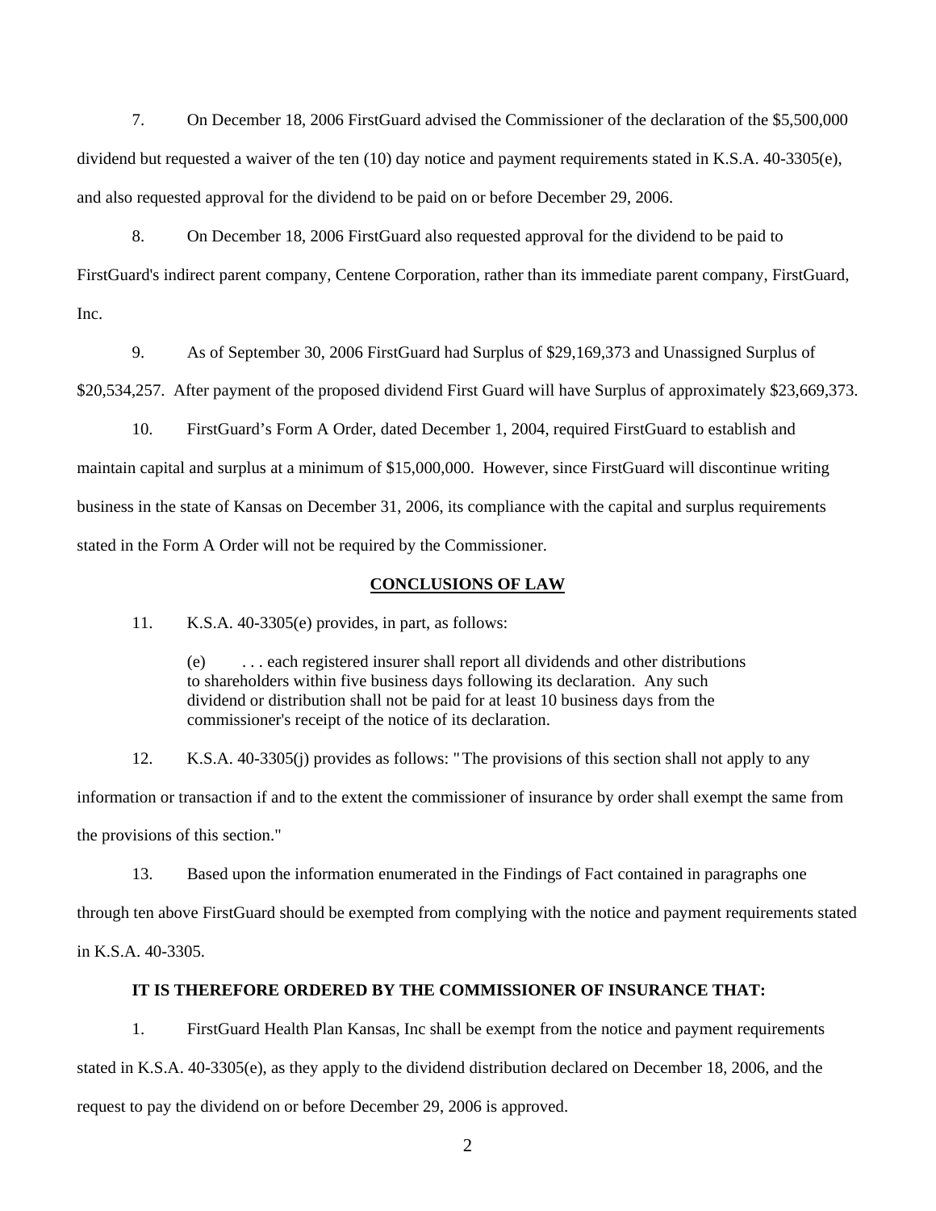7. On December 18, 2006 FirstGuard advised the Commissioner of the declaration of the $5,500,000 dividend but requested a waiver of the ten (10) day notice and payment requirements stated in K.S.A. 40-3305(e), and also requested approval for the dividend to be paid on or before December 29, 2006.

8. On December 18, 2006 FirstGuard also requested approval for the dividend to be paid to FirstGuard's indirect parent company, Centene Corporation, rather than its immediate parent company, FirstGuard, Inc.

9. As of September 30, 2006 FirstGuard had Surplus of $29,169,373 and Unassigned Surplus of $20,534,257. After payment of the proposed dividend First Guard will have Surplus of approximately $23,669,373.

10. FirstGuard's Form A Order, dated December 1, 2004, required FirstGuard to establish and maintain capital and surplus at a minimum of $15,000,000. However, since FirstGuard will discontinue writing business in the state of Kansas on December 31, 2006, its compliance with the capital and surplus requirements stated in the Form A Order will not be required by the Commissioner.

## CONCLUSIONS OF LAW

11. K.S.A. 40-3305(e) provides, in part, as follows:

> (e) . . . each registered insurer shall report all dividends and other distributions to shareholders within five business days following its declaration. Any such dividend or distribution shall not be paid for at least 10 business days from the commissioner's receipt of the notice of its declaration.

12. K.S.A. 40-3305(j) provides as follows: "The provisions of this section shall not apply to any information or transaction if and to the extent the commissioner of insurance by order shall exempt the same from the provisions of this section."

13. Based upon the information enumerated in the Findings of Fact contained in paragraphs one through ten above FirstGuard should be exempted from complying with the notice and payment requirements stated in K.S.A. 40-3305.

**IT IS THEREFORE ORDERED BY THE COMMISSIONER OF INSURANCE THAT:**

1. FirstGuard Health Plan Kansas, Inc shall be exempt from the notice and payment requirements stated in K.S.A. 40-3305(e), as they apply to the dividend distribution declared on December 18, 2006, and the request to pay the dividend on or before December 29, 2006 is approved.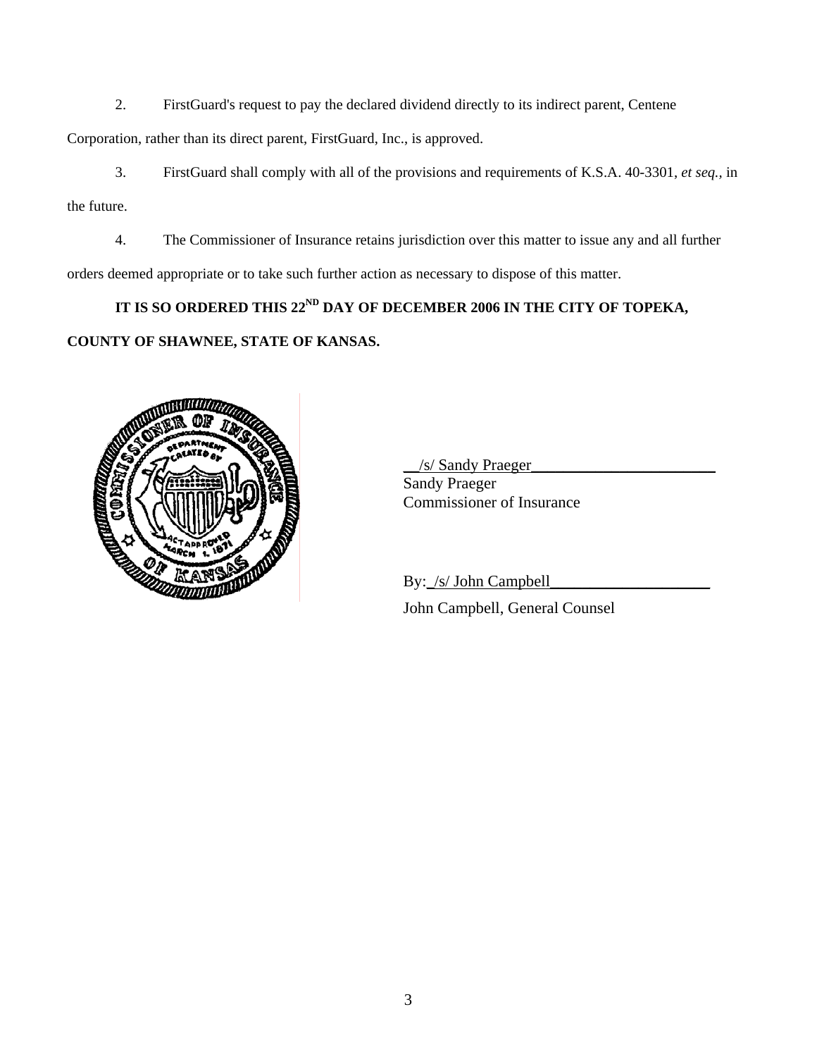2. FirstGuard's request to pay the declared dividend directly to its indirect parent, Centene Corporation, rather than its direct parent, FirstGuard, Inc., is approved.

3. FirstGuard shall comply with all of the provisions and requirements of K.S.A. 40-3301, *et seq.*, in the future.

4. The Commissioner of Insurance retains jurisdiction over this matter to issue any and all further orders deemed appropriate or to take such further action as necessary to dispose of this matter.

**IT IS SO ORDERED THIS 22ND DAY OF DECEMBER 2006 IN THE CITY OF TOPEKA, COUNTY OF SHAWNEE, STATE OF KANSAS.**

COMMISSIONER OF INSURANCE OF KANSAS
DEPARTMENT CREATED BY ACT APPROVED MARCH 1, 1871

__/s/ Sandy Praeger______________________
Sandy Praeger
Commissioner of Insurance

By:_/s/ John Campbell____________________
John Campbell, General Counsel